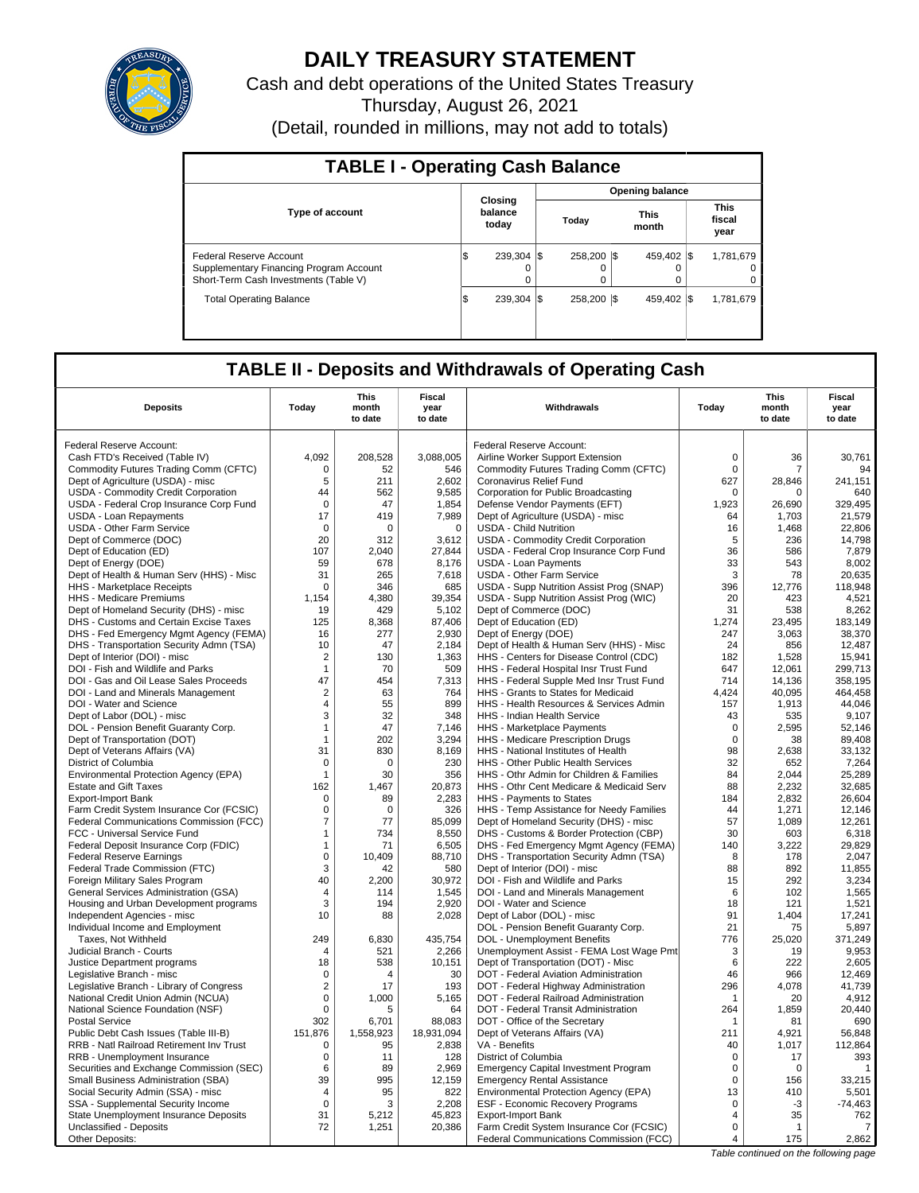# DAILY TREASURY STATEMENT

Cash and debt operations of the United States Treasury

Thursday, August 26, 2021

(Detail, rounded in millions, may not add to totals)

## TABLE I - Operating Cash Balance

| Type of account | Closing balance today | Opening balance Today | Opening balance This month | Opening balance This fiscal year |
|---|---|---|---|---|
| Federal Reserve Account | $ 239,304 | $ 258,200 | $ 459,402 | $ 1,781,679 |
| Supplementary Financing Program Account | 0 | 0 | 0 | 0 |
| Short-Term Cash Investments (Table V) | 0 | 0 | 0 | 0 |
| Total Operating Balance | $ 239,304 | $ 258,200 | $ 459,402 | $ 1,781,679 |

## TABLE II - Deposits and Withdrawals of Operating Cash

| Deposits | Today | This month to date | Fiscal year to date | Withdrawals | Today | This month to date | Fiscal year to date |
|---|---|---|---|---|---|---|---|
| Federal Reserve Account: | | | | Federal Reserve Account: | | | |
| Cash FTD's Received (Table IV) | 4,092 | 208,528 | 3,088,005 | Airline Worker Support Extension | 0 | 36 | 30,761 |
| Commodity Futures Trading Comm (CFTC) | 0 | 52 | 546 | Commodity Futures Trading Comm (CFTC) | 0 | 7 | 94 |
| Dept of Agriculture (USDA) - misc | 5 | 211 | 2,602 | Coronavirus Relief Fund | 627 | 28,846 | 241,151 |
| USDA - Commodity Credit Corporation | 44 | 562 | 9,585 | Corporation for Public Broadcasting | 0 | 0 | 640 |
| USDA - Federal Crop Insurance Corp Fund | 0 | 47 | 1,854 | Defense Vendor Payments (EFT) | 1,923 | 26,690 | 329,495 |
| USDA - Loan Repayments | 17 | 419 | 7,989 | Dept of Agriculture (USDA) - misc | 64 | 1,703 | 21,579 |
| USDA - Other Farm Service | 0 | 0 | 0 | USDA - Child Nutrition | 16 | 1,468 | 22,806 |
| Dept of Commerce (DOC) | 20 | 312 | 3,612 | USDA - Commodity Credit Corporation | 5 | 236 | 14,798 |
| Dept of Education (ED) | 107 | 2,040 | 27,844 | USDA - Federal Crop Insurance Corp Fund | 36 | 586 | 7,879 |
| Dept of Energy (DOE) | 59 | 678 | 8,176 | USDA - Loan Payments | 33 | 543 | 8,002 |
| Dept of Health & Human Serv (HHS) - Misc | 31 | 265 | 7,618 | USDA - Other Farm Service | 3 | 78 | 20,635 |
| HHS - Marketplace Receipts | 0 | 346 | 685 | USDA - Supp Nutrition Assist Prog (SNAP) | 396 | 12,776 | 118,948 |
| HHS - Medicare Premiums | 1,154 | 4,380 | 39,354 | USDA - Supp Nutrition Assist Prog (WIC) | 20 | 423 | 4,521 |
| Dept of Homeland Security (DHS) - misc | 19 | 429 | 5,102 | Dept of Commerce (DOC) | 31 | 538 | 8,262 |
| DHS - Customs and Certain Excise Taxes | 125 | 8,368 | 87,406 | Dept of Education (ED) | 1,274 | 23,495 | 183,149 |
| DHS - Fed Emergency Mgmt Agency (FEMA) | 16 | 277 | 2,930 | Dept of Energy (DOE) | 247 | 3,063 | 38,370 |
| DHS - Transportation Security Admn (TSA) | 10 | 47 | 2,184 | Dept of Health & Human Serv (HHS) - Misc | 24 | 856 | 12,487 |
| Dept of Interior (DOI) - misc | 2 | 130 | 1,363 | HHS - Centers for Disease Control (CDC) | 182 | 1,528 | 15,941 |
| DOI - Fish and Wildlife and Parks | 1 | 70 | 509 | HHS - Federal Hospital Insr Trust Fund | 647 | 12,061 | 299,713 |
| DOI - Gas and Oil Lease Sales Proceeds | 47 | 454 | 7,313 | HHS - Federal Supple Med Insr Trust Fund | 714 | 14,136 | 358,195 |
| DOI - Land and Minerals Management | 2 | 63 | 764 | HHS - Grants to States for Medicaid | 4,424 | 40,095 | 464,458 |
| DOI - Water and Science | 4 | 55 | 899 | HHS - Health Resources & Services Admin | 157 | 1,913 | 44,046 |
| Dept of Labor (DOL) - misc | 3 | 32 | 348 | HHS - Indian Health Service | 43 | 535 | 9,107 |
| DOL - Pension Benefit Guaranty Corp. | 1 | 47 | 7,146 | HHS - Marketplace Payments | 0 | 2,595 | 52,146 |
| Dept of Transportation (DOT) | 1 | 202 | 3,294 | HHS - Medicare Prescription Drugs | 0 | 38 | 89,408 |
| Dept of Veterans Affairs (VA) | 31 | 830 | 8,169 | HHS - National Institutes of Health | 98 | 2,638 | 33,132 |
| District of Columbia | 0 | 0 | 230 | HHS - Other Public Health Services | 32 | 652 | 7,264 |
| Environmental Protection Agency (EPA) | 1 | 30 | 356 | HHS - Othr Admin for Children & Families | 84 | 2,044 | 25,289 |
| Estate and Gift Taxes | 162 | 1,467 | 20,873 | HHS - Othr Cent Medicare & Medicaid Serv | 88 | 2,232 | 32,685 |
| Export-Import Bank | 0 | 89 | 2,283 | HHS - Payments to States | 184 | 2,832 | 26,604 |
| Farm Credit System Insurance Cor (FCSIC) | 0 | 0 | 326 | HHS - Temp Assistance for Needy Families | 44 | 1,271 | 12,146 |
| Federal Communications Commission (FCC) | 7 | 77 | 85,099 | Dept of Homeland Security (DHS) - misc | 57 | 1,089 | 12,261 |
| FCC - Universal Service Fund | 1 | 734 | 8,550 | DHS - Customs & Border Protection (CBP) | 30 | 603 | 6,318 |
| Federal Deposit Insurance Corp (FDIC) | 1 | 71 | 6,505 | DHS - Fed Emergency Mgmt Agency (FEMA) | 140 | 3,222 | 29,829 |
| Federal Reserve Earnings | 0 | 10,409 | 88,710 | DHS - Transportation Security Admn (TSA) | 8 | 178 | 2,047 |
| Federal Trade Commission (FTC) | 3 | 42 | 580 | Dept of Interior (DOI) - misc | 88 | 892 | 11,855 |
| Foreign Military Sales Program | 40 | 2,200 | 30,972 | DOI - Fish and Wildlife and Parks | 15 | 292 | 3,234 |
| General Services Administration (GSA) | 4 | 114 | 1,545 | DOI - Land and Minerals Management | 6 | 102 | 1,565 |
| Housing and Urban Development programs | 3 | 194 | 2,920 | DOI - Water and Science | 18 | 121 | 1,521 |
| Independent Agencies - misc | 10 | 88 | 2,028 | Dept of Labor (DOL) - misc | 91 | 1,404 | 17,241 |
| Individual Income and Employment | | | | DOL - Pension Benefit Guaranty Corp. | 21 | 75 | 5,897 |
| Taxes, Not Withheld | 249 | 6,830 | 435,754 | DOL - Unemployment Benefits | 776 | 25,020 | 371,249 |
| Judicial Branch - Courts | 4 | 521 | 2,266 | Unemployment Assist - FEMA Lost Wage Pmt | 3 | 19 | 9,953 |
| Justice Department programs | 18 | 538 | 10,151 | Dept of Transportation (DOT) - Misc | 6 | 222 | 2,605 |
| Legislative Branch - misc | 0 | 4 | 30 | DOT - Federal Aviation Administration | 46 | 966 | 12,469 |
| Legislative Branch - Library of Congress | 2 | 17 | 193 | DOT - Federal Highway Administration | 296 | 4,078 | 41,739 |
| National Credit Union Admin (NCUA) | 0 | 1,000 | 5,165 | DOT - Federal Railroad Administration | 1 | 20 | 4,912 |
| National Science Foundation (NSF) | 0 | 5 | 64 | DOT - Federal Transit Administration | 264 | 1,859 | 20,440 |
| Postal Service | 302 | 6,701 | 88,083 | DOT - Office of the Secretary | 1 | 81 | 690 |
| Public Debt Cash Issues (Table III-B) | 151,876 | 1,558,923 | 18,931,094 | Dept of Veterans Affairs (VA) | 211 | 4,921 | 56,848 |
| RRB - Natl Railroad Retirement Inv Trust | 0 | 95 | 2,838 | VA - Benefits | 40 | 1,017 | 112,864 |
| RRB - Unemployment Insurance | 0 | 11 | 128 | District of Columbia | 0 | 17 | 393 |
| Securities and Exchange Commission (SEC) | 6 | 89 | 2,969 | Emergency Capital Investment Program | 0 | 0 | 1 |
| Small Business Administration (SBA) | 39 | 995 | 12,159 | Emergency Rental Assistance | 0 | 156 | 33,215 |
| Social Security Admin (SSA) - misc | 4 | 95 | 822 | Environmental Protection Agency (EPA) | 13 | 410 | 5,501 |
| SSA - Supplemental Security Income | 0 | 3 | 2,208 | ESF - Economic Recovery Programs | 0 | -3 | -74,463 |
| State Unemployment Insurance Deposits | 31 | 5,212 | 45,823 | Export-Import Bank | 4 | 35 | 762 |
| Unclassified - Deposits | 72 | 1,251 | 20,386 | Farm Credit System Insurance Cor (FCSIC) | 0 | 1 | 7 |
| Other Deposits: | | | | Federal Communications Commission (FCC) | 4 | 175 | 2,862 |

*Table continued on the following page*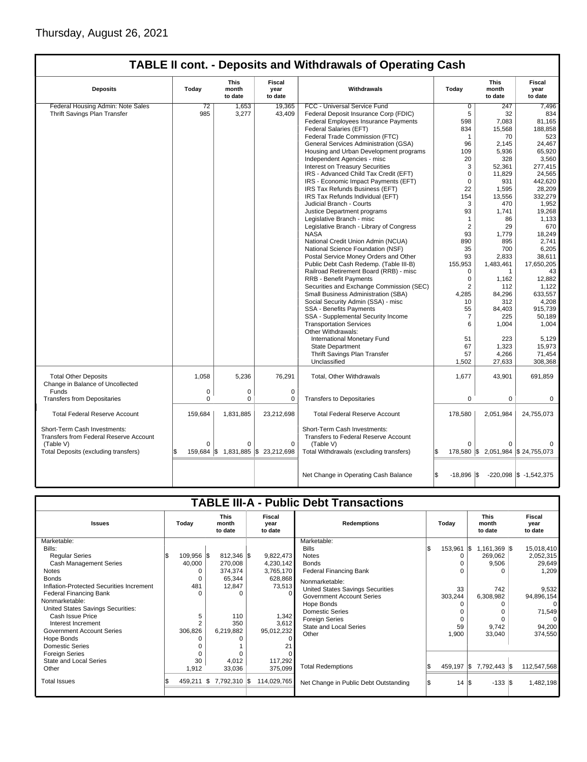Thursday, August 26, 2021

## TABLE II cont. - Deposits and Withdrawals of Operating Cash

| Deposits | Today | This month to date | Fiscal year to date | Withdrawals | Today | This month to date | Fiscal year to date |
|---|---|---|---|---|---|---|---|
| Federal Housing Admin: Note Sales | 72 | 1,653 | 19,365 | FCC - Universal Service Fund | 0 | 247 | 7,496 |
| Thrift Savings Plan Transfer | 985 | 3,277 | 43,409 | Federal Deposit Insurance Corp (FDIC) | 5 | 32 | 834 |
| | | | | Federal Employees Insurance Payments | 598 | 7,083 | 81,165 |
| | | | | Federal Salaries (EFT) | 834 | 15,568 | 188,858 |
| | | | | Federal Trade Commission (FTC) | 1 | 70 | 523 |
| | | | | General Services Administration (GSA) | 96 | 2,145 | 24,467 |
| | | | | Housing and Urban Development programs | 109 | 5,936 | 65,920 |
| | | | | Independent Agencies - misc | 20 | 328 | 3,560 |
| | | | | Interest on Treasury Securities | 3 | 52,361 | 277,415 |
| | | | | IRS - Advanced Child Tax Credit (EFT) | 0 | 11,829 | 24,565 |
| | | | | IRS - Economic Impact Payments (EFT) | 0 | 931 | 442,620 |
| | | | | IRS Tax Refunds Business (EFT) | 22 | 1,595 | 28,209 |
| | | | | IRS Tax Refunds Individual (EFT) | 154 | 13,556 | 332,279 |
| | | | | Judicial Branch - Courts | 3 | 470 | 1,952 |
| | | | | Justice Department programs | 93 | 1,741 | 19,268 |
| | | | | Legislative Branch - misc | 1 | 86 | 1,133 |
| | | | | Legislative Branch - Library of Congress | 2 | 29 | 670 |
| | | | | NASA | 93 | 1,779 | 18,249 |
| | | | | National Credit Union Admin (NCUA) | 890 | 895 | 2,741 |
| | | | | National Science Foundation (NSF) | 35 | 700 | 6,205 |
| | | | | Postal Service Money Orders and Other | 93 | 2,833 | 38,611 |
| | | | | Public Debt Cash Redemp. (Table III-B) | 155,953 | 1,483,461 | 17,650,205 |
| | | | | Railroad Retirement Board (RRB) - misc | 0 | 1 | 43 |
| | | | | RRB - Benefit Payments | 0 | 1,162 | 12,882 |
| | | | | Securities and Exchange Commission (SEC) | 2 | 112 | 1,122 |
| | | | | Small Business Administration (SBA) | 4,285 | 84,296 | 633,557 |
| | | | | Social Security Admin (SSA) - misc | 10 | 312 | 4,208 |
| | | | | SSA - Benefits Payments | 55 | 84,403 | 915,739 |
| | | | | SSA - Supplemental Security Income | 7 | 225 | 50,189 |
| | | | | Transportation Services | 6 | 1,004 | 1,004 |
| | | | | Other Withdrawals: | | | |
| | | | | International Monetary Fund | 51 | 223 | 5,129 |
| | | | | State Department | 67 | 1,323 | 15,973 |
| | | | | Thrift Savings Plan Transfer | 57 | 4,266 | 71,454 |
| | | | | Unclassified | 1,502 | 27,633 | 308,368 |
| Total Other Deposits | 1,058 | 5,236 | 76,291 | Total, Other Withdrawals | 1,677 | 43,901 | 691,859 |
| Change in Balance of Uncollected Funds | 0 | 0 | 0 | | | | |
| Transfers from Depositaries | 0 | 0 | 0 | Transfers to Depositaries | 0 | 0 | 0 |
| Total Federal Reserve Account | 159,684 | 1,831,885 | 23,212,698 | Total Federal Reserve Account | 178,580 | 2,051,984 | 24,755,073 |
| Short-Term Cash Investments: Transfers from Federal Reserve Account (Table V) | 0 | 0 | 0 | Short-Term Cash Investments: Transfers to Federal Reserve Account (Table V) | 0 | 0 | 0 |
| Total Deposits (excluding transfers) | $ 159,684 | $ 1,831,885 | $ 23,212,698 | Total Withdrawals (excluding transfers) | $ 178,580 | $ 2,051,984 | $ 24,755,073 |
| | | | | Net Change in Operating Cash Balance | $ -18,896 | $ -220,098 | $ -1,542,375 |

## TABLE III-A - Public Debt Transactions

| Issues | Today | This month to date | Fiscal year to date | Redemptions | Today | This month to date | Fiscal year to date |
|---|---|---|---|---|---|---|---|
| Marketable: | | | | Marketable: | | | |
| Bills: | | | | Bills | $ 153,961 | $ 1,161,369 | $ 15,018,410 |
| Regular Series | $ 109,956 | $ 812,346 | $ 9,822,473 | Notes | 0 | 269,062 | 2,052,315 |
| Cash Management Series | 40,000 | 270,008 | 4,230,142 | Bonds | 0 | 9,506 | 29,649 |
| Notes | 0 | 374,374 | 3,765,170 | Federal Financing Bank | 0 | 0 | 1,209 |
| Bonds | 0 | 65,344 | 628,868 | Nonmarketable: | | | |
| Inflation-Protected Securities Increment | 481 | 12,847 | 73,513 | United States Savings Securities | 33 | 742 | 9,532 |
| Federal Financing Bank | 0 | 0 | 0 | Government Account Series | 303,244 | 6,308,982 | 94,896,154 |
| Nonmarketable: | | | | Hope Bonds | 0 | 0 | 0 |
| United States Savings Securities: | | | | Domestic Series | 0 | 0 | 71,549 |
| Cash Issue Price | 5 | 110 | 1,342 | Foreign Series | 0 | 0 | 0 |
| Interest Increment | 2 | 350 | 3,612 | State and Local Series | 59 | 9,742 | 94,200 |
| Government Account Series | 306,826 | 6,219,882 | 95,012,232 | Other | 1,900 | 33,040 | 374,550 |
| Hope Bonds | 0 | 0 | 0 | | | | |
| Domestic Series | 0 | 1 | 21 | | | | |
| Foreign Series | 0 | 0 | 0 | | | | |
| State and Local Series | 30 | 4,012 | 117,292 | | | | |
| Other | 1,912 | 33,036 | 375,099 | Total Redemptions | $ 459,197 | $ 7,792,443 | $ 112,547,568 |
| Total Issues | $ 459,211 | $ 7,792,310 | $ 114,029,765 | Net Change in Public Debt Outstanding | $ 14 | $ -133 | $ 1,482,198 |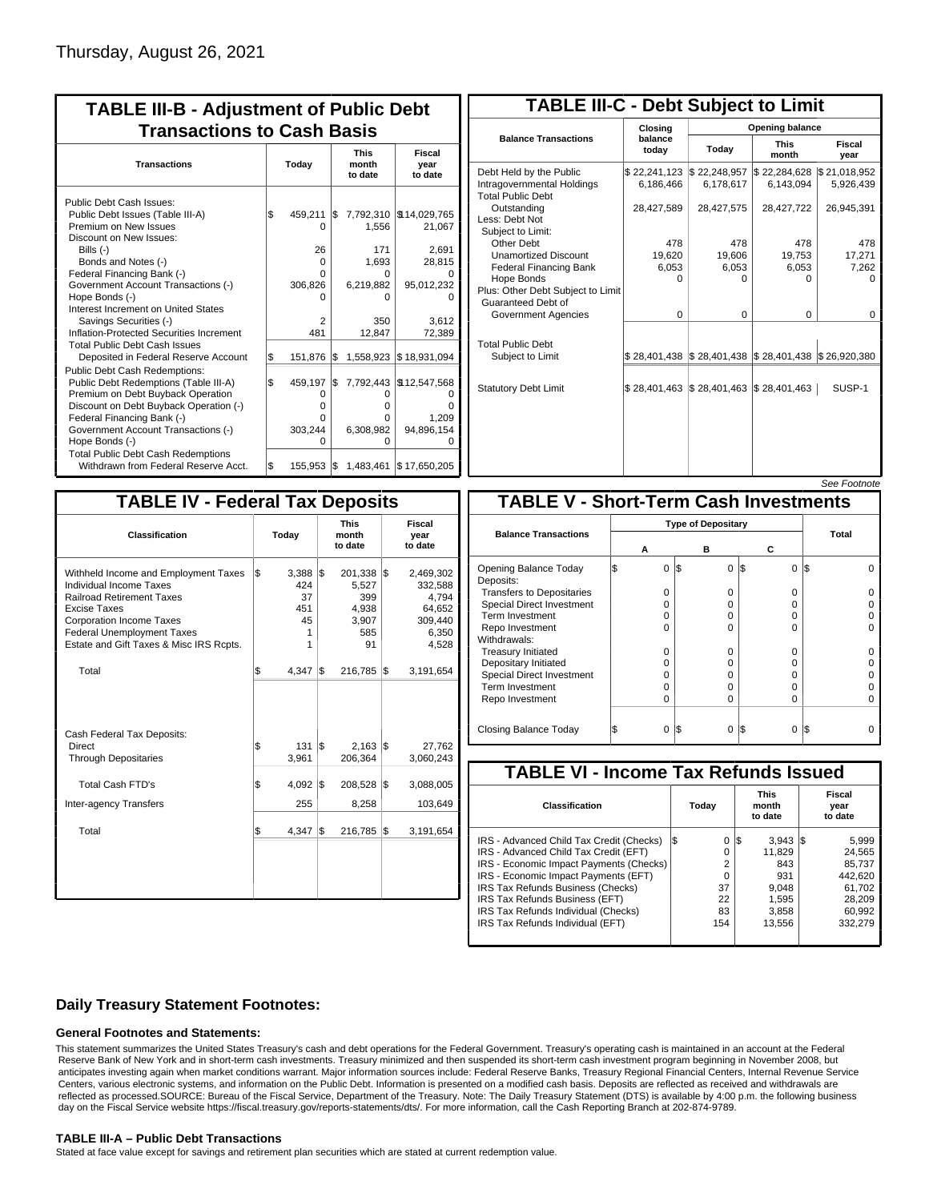Thursday, August 26, 2021

## TABLE III-B - Adjustment of Public Debt Transactions to Cash Basis

| Transactions | Today | This month to date | Fiscal year to date |
|---|---|---|---|
| Public Debt Cash Issues: | | | |
| Public Debt Issues (Table III-A) | $ 459,211 | $ 7,792,310 | $ 14,029,765 |
| Premium on New Issues | 0 | 1,556 | 21,067 |
| Discount on New Issues: | | | |
| Bills (-) | 26 | 171 | 2,691 |
| Bonds and Notes (-) | 0 | 1,693 | 28,815 |
| Federal Financing Bank (-) | 0 | 0 | 0 |
| Government Account Transactions (-) | 306,826 | 6,219,882 | 95,012,232 |
| Hope Bonds (-) | 0 | 0 | 0 |
| Interest Increment on United States Savings Securities (-) | 2 | 350 | 3,612 |
| Inflation-Protected Securities Increment | 481 | 12,847 | 72,389 |
| Total Public Debt Cash Issues Deposited in Federal Reserve Account | $ 151,876 | $ 1,558,923 | $ 18,931,094 |
| Public Debt Cash Redemptions: | | | |
| Public Debt Redemptions (Table III-A) | $ 459,197 | $ 7,792,443 | $ 12,547,568 |
| Premium on Debt Buyback Operation | 0 | 0 | 0 |
| Discount on Debt Buyback Operation (-) | 0 | 0 | 0 |
| Federal Financing Bank (-) | 0 | 0 | 1,209 |
| Government Account Transactions (-) | 303,244 | 6,308,982 | 94,896,154 |
| Hope Bonds (-) | 0 | 0 | 0 |
| Total Public Debt Cash Redemptions Withdrawn from Federal Reserve Acct. | $ 155,953 | $ 1,483,461 | $ 17,650,205 |

## TABLE III-C - Debt Subject to Limit

| Balance Transactions | Closing balance today | Opening balance Today | Opening balance This month | Opening balance Fiscal year |
|---|---|---|---|---|
| Debt Held by the Public | $ 22,241,123 | $ 22,248,957 | $ 22,284,628 | $ 21,018,952 |
| Intragovernmental Holdings | 6,186,466 | 6,178,617 | 6,143,094 | 5,926,439 |
| Total Public Debt Outstanding | 28,427,589 | 28,427,575 | 28,427,722 | 26,945,391 |
| Less: Debt Not Subject to Limit: | | | | |
| Other Debt | 478 | 478 | 478 | 478 |
| Unamortized Discount | 19,620 | 19,606 | 19,753 | 17,271 |
| Federal Financing Bank | 6,053 | 6,053 | 6,053 | 7,262 |
| Hope Bonds | 0 | 0 | 0 | 0 |
| Plus: Other Debt Subject to Limit Guaranteed Debt of Government Agencies | 0 | 0 | 0 | 0 |
| Total Public Debt Subject to Limit | $ 28,401,438 | $ 28,401,438 | $ 28,401,438 | $ 26,920,380 |
| Statutory Debt Limit | $ 28,401,463 | $ 28,401,463 | $ 28,401,463 | SUSP-1 |

*See Footnote*

## TABLE IV - Federal Tax Deposits

| Classification | Today | This month to date | Fiscal year to date |
|---|---|---|---|
| Withheld Income and Employment Taxes | $ 3,388 | $ 201,338 | $ 2,469,302 |
| Individual Income Taxes | 424 | 5,527 | 332,588 |
| Railroad Retirement Taxes | 37 | 399 | 4,794 |
| Excise Taxes | 451 | 4,938 | 64,652 |
| Corporation Income Taxes | 45 | 3,907 | 309,440 |
| Federal Unemployment Taxes | 1 | 585 | 6,350 |
| Estate and Gift Taxes & Misc IRS Rcpts. | 1 | 91 | 4,528 |
| Total | $ 4,347 | $ 216,785 | $ 3,191,654 |
| Cash Federal Tax Deposits: | | | |
| Direct | $ 131 | $ 2,163 | $ 27,762 |
| Through Depositaries | 3,961 | 206,364 | 3,060,243 |
| Total Cash FTD's | $ 4,092 | $ 208,528 | $ 3,088,005 |
| Inter-agency Transfers | 255 | 8,258 | 103,649 |
| Total | $ 4,347 | $ 216,785 | $ 3,191,654 |

## TABLE V - Short-Term Cash Investments

| Balance Transactions | Type of Depositary A | Type of Depositary B | Type of Depositary C | Total |
|---|---|---|---|---|
| Opening Balance Today | $ 0 | $ 0 | $ 0 | $ 0 |
| Deposits: | | | | |
| Transfers to Depositaries | 0 | 0 | 0 | 0 |
| Special Direct Investment | 0 | 0 | 0 | 0 |
| Term Investment | 0 | 0 | 0 | 0 |
| Repo Investment | 0 | 0 | 0 | 0 |
| Withdrawals: | | | | |
| Treasury Initiated | 0 | 0 | 0 | 0 |
| Depositary Initiated | 0 | 0 | 0 | 0 |
| Special Direct Investment | 0 | 0 | 0 | 0 |
| Term Investment | 0 | 0 | 0 | 0 |
| Repo Investment | 0 | 0 | 0 | 0 |
| Closing Balance Today | $ 0 | $ 0 | $ 0 | $ 0 |

## TABLE VI - Income Tax Refunds Issued

| Classification | Today | This month to date | Fiscal year to date |
|---|---|---|---|
| IRS - Advanced Child Tax Credit (Checks) | $ 0 | $ 3,943 | $ 5,999 |
| IRS - Advanced Child Tax Credit (EFT) | 0 | 11,829 | 24,565 |
| IRS - Economic Impact Payments (Checks) | 2 | 843 | 85,737 |
| IRS - Economic Impact Payments (EFT) | 0 | 931 | 442,620 |
| IRS Tax Refunds Business (Checks) | 37 | 9,048 | 61,702 |
| IRS Tax Refunds Business (EFT) | 22 | 1,595 | 28,209 |
| IRS Tax Refunds Individual (Checks) | 83 | 3,858 | 60,992 |
| IRS Tax Refunds Individual (EFT) | 154 | 13,556 | 332,279 |

## Daily Treasury Statement Footnotes:

### General Footnotes and Statements:

This statement summarizes the United States Treasury's cash and debt operations for the Federal Government. Treasury's operating cash is maintained in an account at the Federal Reserve Bank of New York and in short-term cash investments. Treasury minimized and then suspended its short-term cash investment program beginning in November 2008, but anticipates investing again when market conditions warrant. Major information sources include: Federal Reserve Banks, Treasury Regional Financial Centers, Internal Revenue Service Centers, various electronic systems, and information on the Public Debt. Information is presented on a modified cash basis. Deposits are reflected as received and withdrawals are reflected as processed.SOURCE: Bureau of the Fiscal Service, Department of the Treasury. Note: The Daily Treasury Statement (DTS) is available by 4:00 p.m. the following business day on the Fiscal Service website https://fiscal.treasury.gov/reports-statements/dts/. For more information, call the Cash Reporting Branch at 202-874-9789.

### TABLE III-A – Public Debt Transactions

Stated at face value except for savings and retirement plan securities which are stated at current redemption value.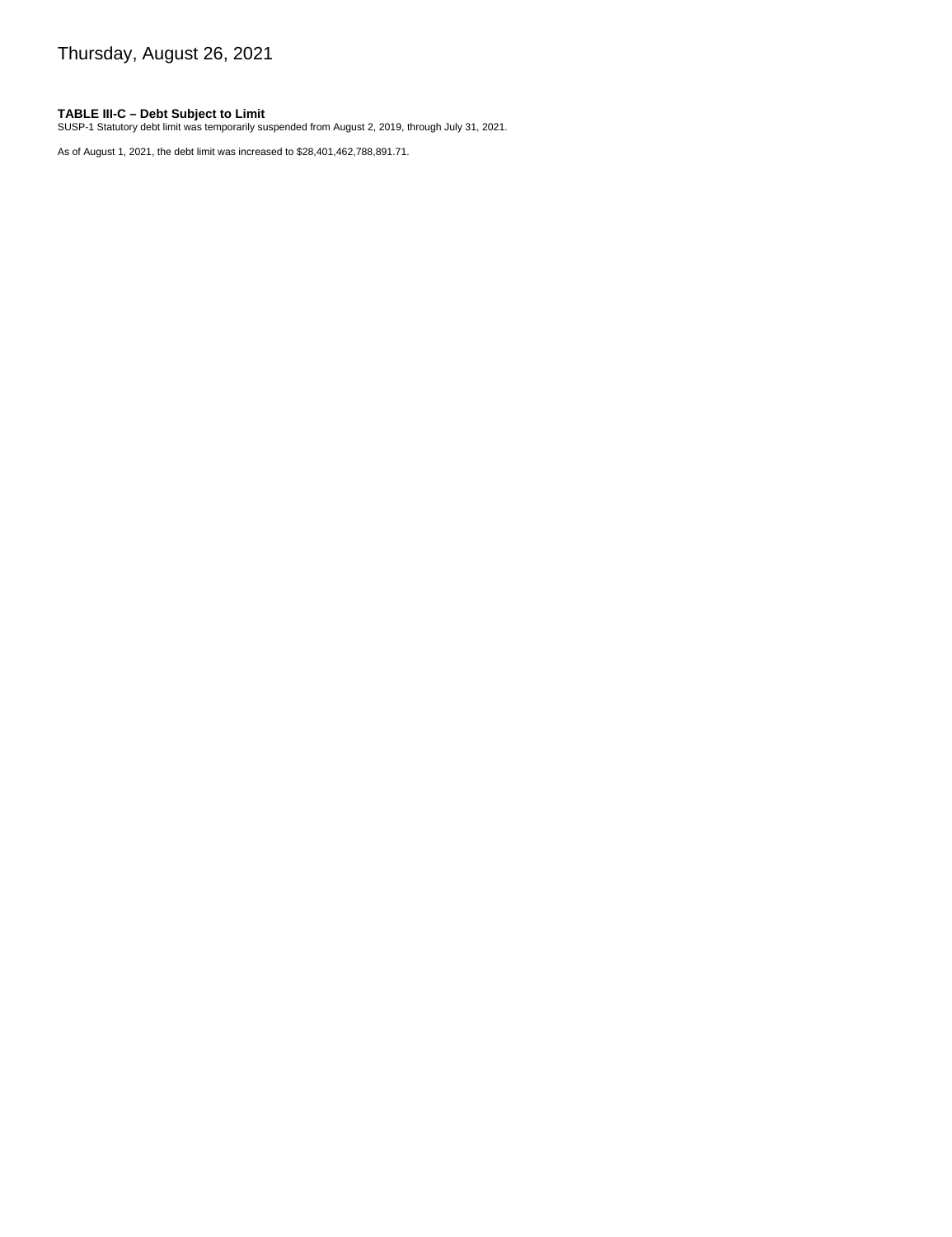Thursday, August 26, 2021

**TABLE III-C – Debt Subject to Limit**

SUSP-1 Statutory debt limit was temporarily suspended from August 2, 2019, through July 31, 2021.

As of August 1, 2021, the debt limit was increased to $28,401,462,788,891.71.